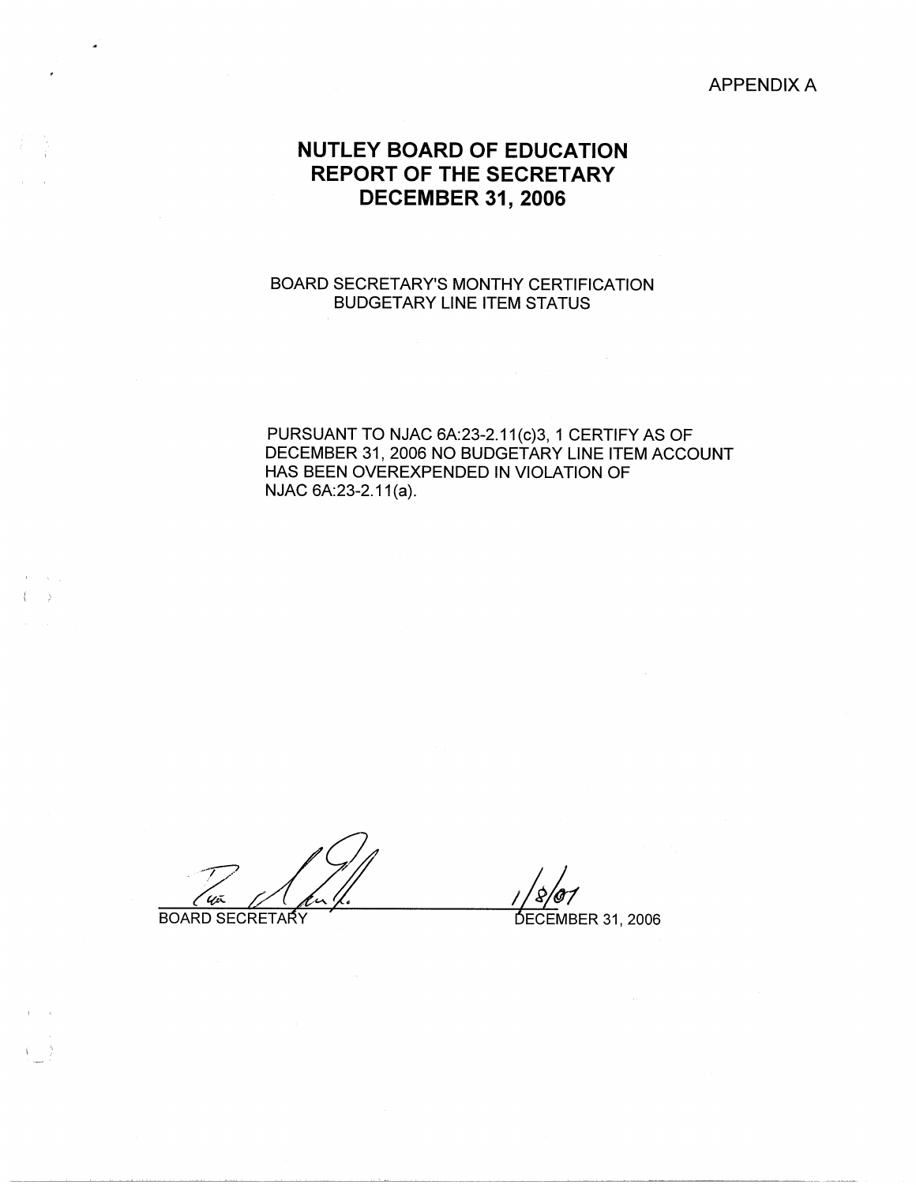APPENDIX A

# NUTLEY BOARD OF EDUCATION
# REPORT OF THE SECRETARY
# DECEMBER 31, 2006

BOARD SECRETARY'S MONTHY CERTIFICATION
BUDGETARY LINE ITEM STATUS

PURSUANT TO NJAC 6A:23-2.11(c)3, 1 CERTIFY AS OF DECEMBER 31, 2006 NO BUDGETARY LINE ITEM ACCOUNT HAS BEEN OVEREXPENDED IN VIOLATION OF NJAC 6A:23-2.11(a).

BOARD SECRETARY

1/8/07

DECEMBER 31, 2006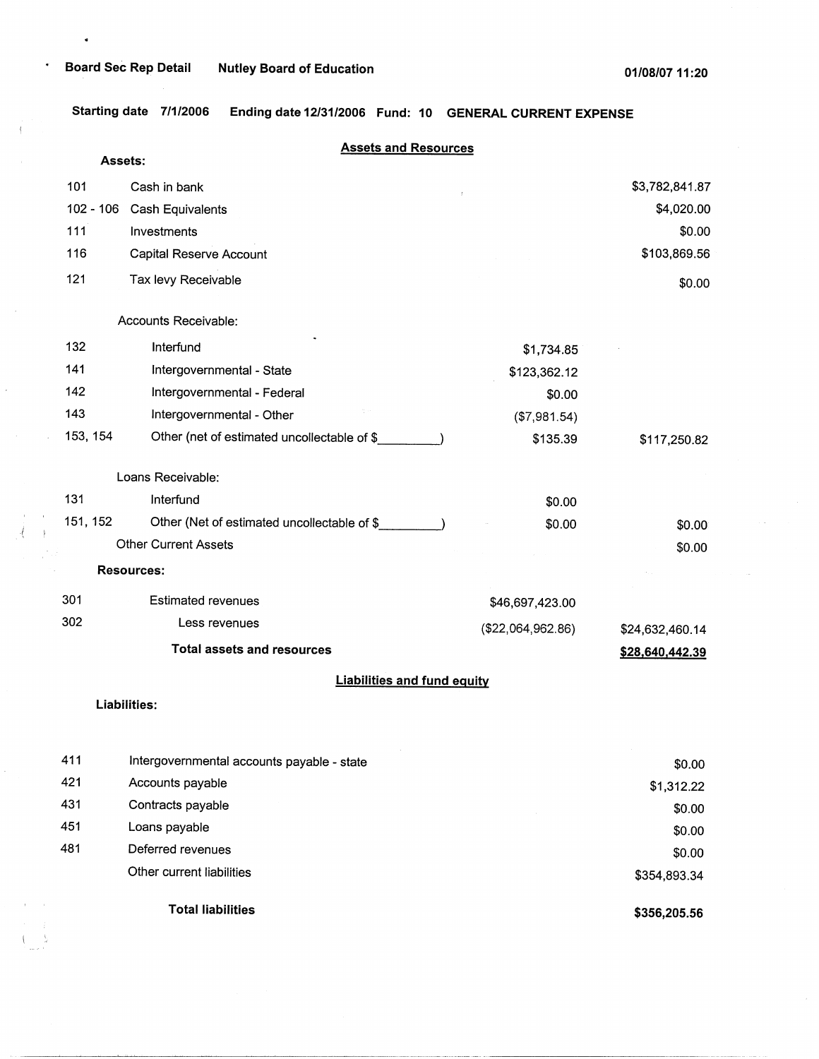Board Sec Rep Detail    Nutley Board of Education    01/08/07 11:20

Starting date 7/1/2006    Ending date 12/31/2006    Fund: 10    GENERAL CURRENT EXPENSE

## Assets and Resources

**Assets:**

| Code | Description | | Amount |
|---|---|---|---|
| 101 | Cash in bank | | $3,782,841.87 |
| 102 - 106 | Cash Equivalents | | $4,020.00 |
| 111 | Investments | | $0.00 |
| 116 | Capital Reserve Account | | $103,869.56 |
| 121 | Tax levy Receivable | | $0.00 |
| | Accounts Receivable: | | |
| 132 | Interfund | $1,734.85 | |
| 141 | Intergovernmental - State | $123,362.12 | |
| 142 | Intergovernmental - Federal | $0.00 | |
| 143 | Intergovernmental - Other | ($7,981.54) | |
| 153, 154 | Other (net of estimated uncollectable of $_________) | $135.39 | $117,250.82 |
| | Loans Receivable: | | |
| 131 | Interfund | $0.00 | |
| 151, 152 | Other (Net of estimated uncollectable of $_________) | $0.00 | $0.00 |
| | Other Current Assets | | $0.00 |
| | **Resources:** | | |
| 301 | Estimated revenues | $46,697,423.00 | |
| 302 | Less revenues | ($22,064,962.86) | $24,632,460.14 |
| | **Total assets and resources** | | **$28,640,442.39** |

## Liabilities and fund equity

**Liabilities:**

| Code | Description | Amount |
|---|---|---|
| 411 | Intergovernmental accounts payable - state | $0.00 |
| 421 | Accounts payable | $1,312.22 |
| 431 | Contracts payable | $0.00 |
| 451 | Loans payable | $0.00 |
| 481 | Deferred revenues | $0.00 |
| | Other current liabilities | $354,893.34 |
| | **Total liabilities** | **$356,205.56** |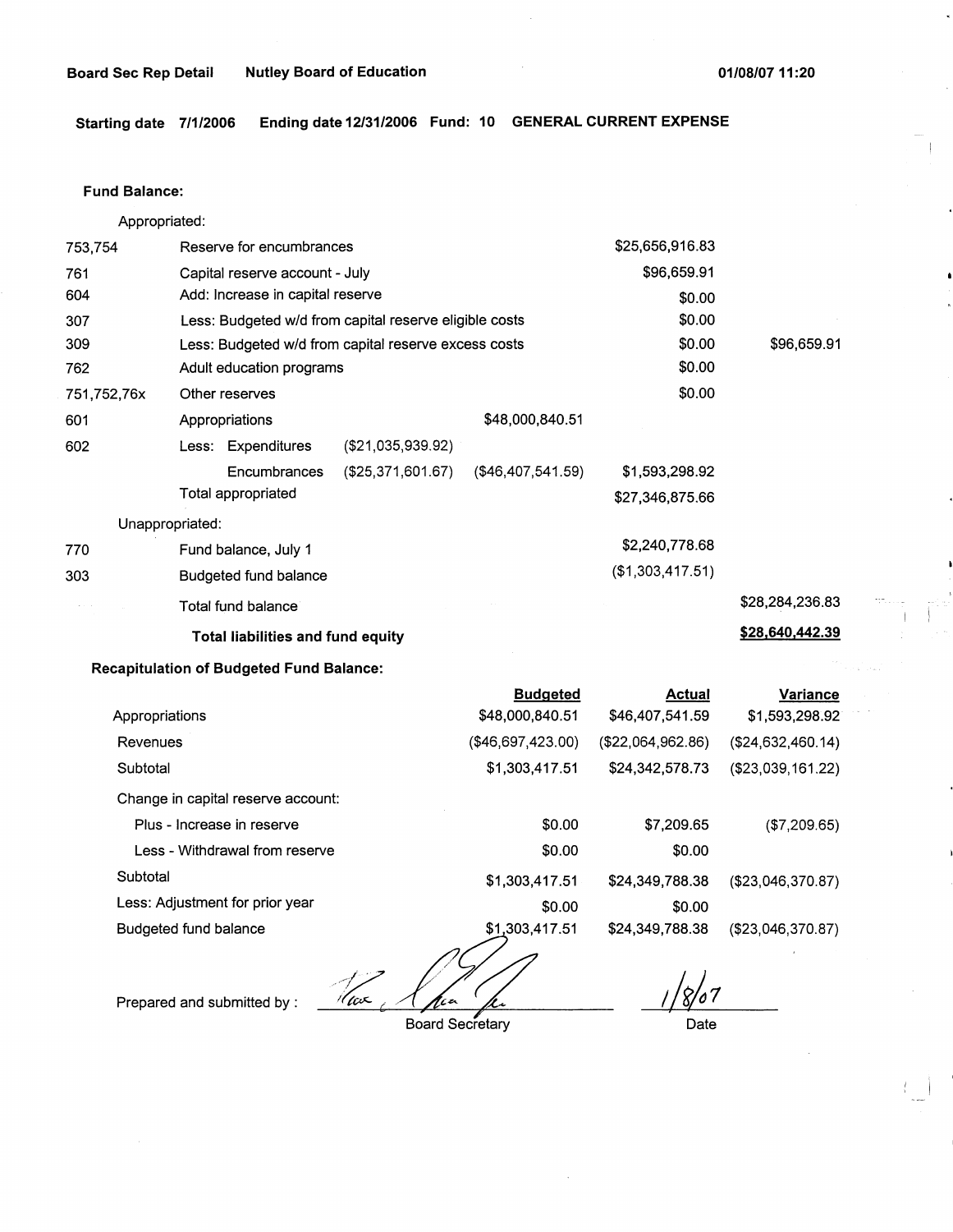**Board Sec Rep Detail** **Nutley Board of Education** **01/08/07 11:20**

**Starting date 7/1/2006** **Ending date 12/31/2006** **Fund: 10** **GENERAL CURRENT EXPENSE**

**Fund Balance:**

| | | | | | |
|---|---|---|---|---|---|
| | Appropriated: | | | | |
| 753,754 | Reserve for encumbrances | | | $25,656,916.83 | |
| 761 | Capital reserve account - July | | | $96,659.91 | |
| 604 | Add: Increase in capital reserve | | | $0.00 | |
| 307 | Less: Budgeted w/d from capital reserve eligible costs | | | $0.00 | |
| 309 | Less: Budgeted w/d from capital reserve excess costs | | | $0.00 | $96,659.91 |
| 762 | Adult education programs | | | $0.00 | |
| 751,752,76x | Other reserves | | | $0.00 | |
| 601 | Appropriations | | $48,000,840.51 | | |
| 602 | Less: Expenditures | ($21,035,939.92) | | | |
| | Encumbrances | ($25,371,601.67) | ($46,407,541.59) | $1,593,298.92 | |
| | Total appropriated | | | $27,346,875.66 | |
| | Unappropriated: | | | | |
| 770 | Fund balance, July 1 | | | $2,240,778.68 | |
| 303 | Budgeted fund balance | | | ($1,303,417.51) | |
| | Total fund balance | | | | $28,284,236.83 |
| | **Total liabilities and fund equity** | | | | **$28,640,442.39** |

**Recapitulation of Budgeted Fund Balance:**

| | Budgeted | Actual | Variance |
|---|---|---|---|
| Appropriations | $48,000,840.51 | $46,407,541.59 | $1,593,298.92 |
| Revenues | ($46,697,423.00) | ($22,064,962.86) | ($24,632,460.14) |
| Subtotal | $1,303,417.51 | $24,342,578.73 | ($23,039,161.22) |
| Change in capital reserve account: | | | |
| Plus - Increase in reserve | $0.00 | $7,209.65 | ($7,209.65) |
| Less - Withdrawal from reserve | $0.00 | $0.00 | |
| Subtotal | $1,303,417.51 | $24,349,788.38 | ($23,046,370.87) |
| Less: Adjustment for prior year | $0.00 | $0.00 | |
| Budgeted fund balance | $1,303,417.51 | $24,349,788.38 | ($23,046,370.87) |

Prepared and submitted by : ______________________ Board Secretary    1/8/07 Date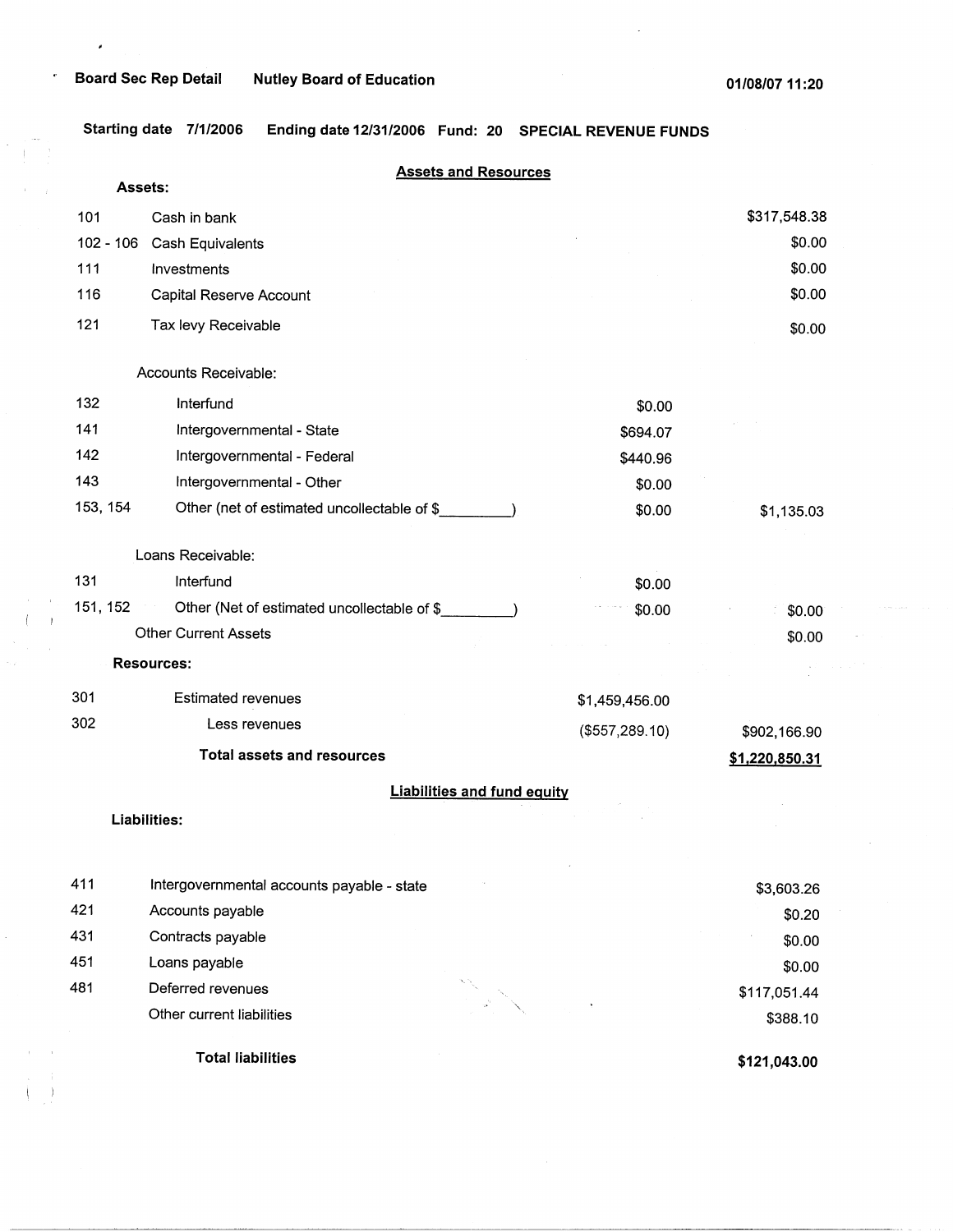Board Sec Rep Detail    Nutley Board of Education    01/08/07 11:20

Starting date 7/1/2006    Ending date 12/31/2006    Fund: 20    SPECIAL REVENUE FUNDS

## Assets and Resources

**Assets:**

| Code | Description | | Amount |
|---|---|---|---|
| 101 | Cash in bank | | $317,548.38 |
| 102 - 106 | Cash Equivalents | | $0.00 |
| 111 | Investments | | $0.00 |
| 116 | Capital Reserve Account | | $0.00 |
| 121 | Tax levy Receivable | | $0.00 |
| | Accounts Receivable: | | |
| 132 | Interfund | $0.00 | |
| 141 | Intergovernmental - State | $694.07 | |
| 142 | Intergovernmental - Federal | $440.96 | |
| 143 | Intergovernmental - Other | $0.00 | |
| 153, 154 | Other (net of estimated uncollectable of $_________) | $0.00 | $1,135.03 |
| | Loans Receivable: | | |
| 131 | Interfund | $0.00 | |
| 151, 152 | Other (Net of estimated uncollectable of $_________) | $0.00 | $0.00 |
| | Other Current Assets | | $0.00 |

**Resources:**

| Code | Description | | Amount |
|---|---|---|---|
| 301 | Estimated revenues | $1,459,456.00 | |
| 302 | Less revenues | ($557,289.10) | $902,166.90 |
| | **Total assets and resources** | | **$1,220,850.31** |

## Liabilities and fund equity

**Liabilities:**

| Code | Description | Amount |
|---|---|---|
| 411 | Intergovernmental accounts payable - state | $3,603.26 |
| 421 | Accounts payable | $0.20 |
| 431 | Contracts payable | $0.00 |
| 451 | Loans payable | $0.00 |
| 481 | Deferred revenues | $117,051.44 |
| | Other current liabilities | $388.10 |
| | **Total liabilities** | **$121,043.00** |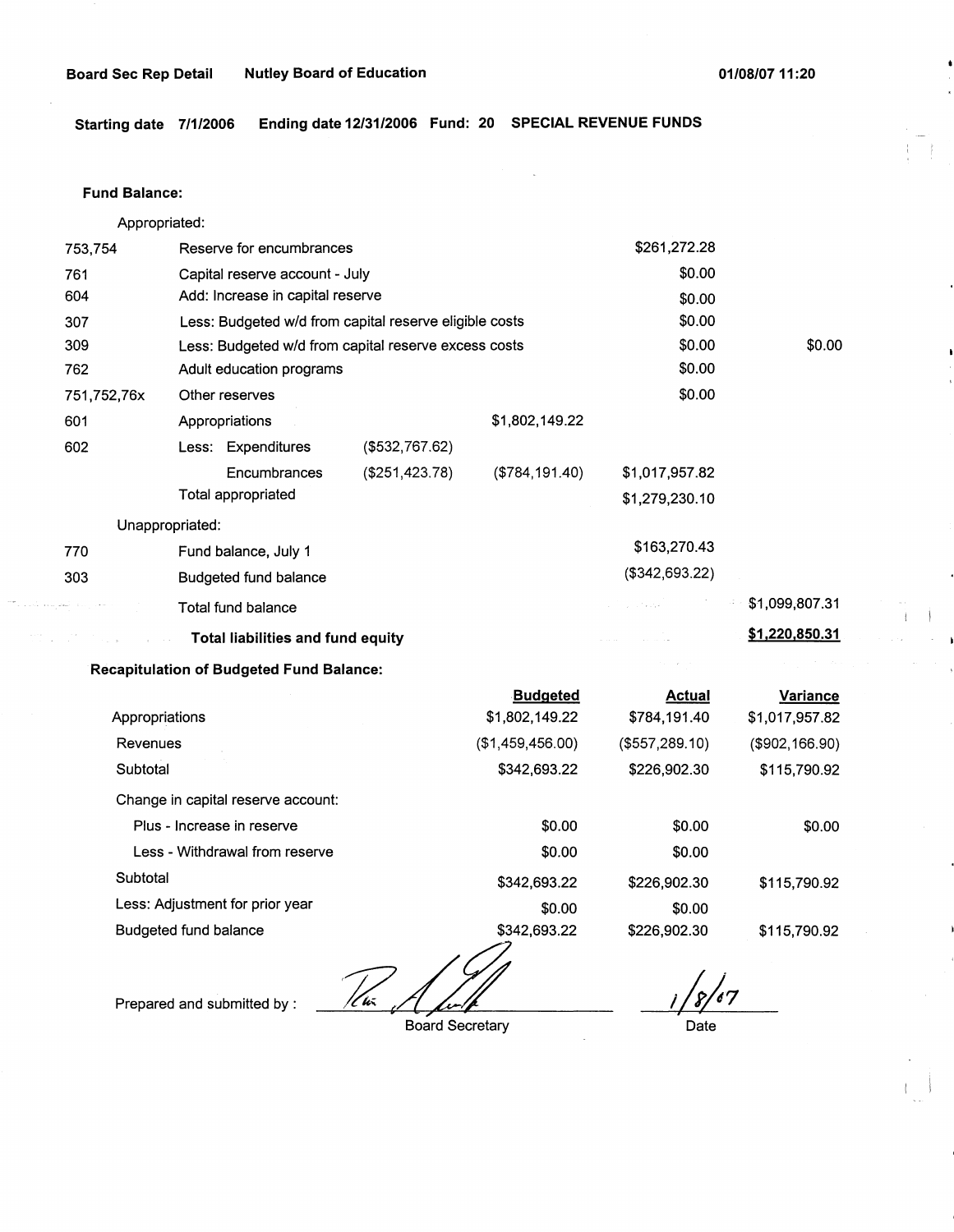**Board Sec Rep Detail** **Nutley Board of Education** **01/08/07 11:20**

**Starting date 7/1/2006 Ending date 12/31/2006 Fund: 20 SPECIAL REVENUE FUNDS**

**Fund Balance:**

| | | | | | |
|---|---|---|---|---|---|
| Appropriated: | | | | | |
| 753,754 | Reserve for encumbrances | | | $261,272.28 | |
| 761 | Capital reserve account - July | | | $0.00 | |
| 604 | Add: Increase in capital reserve | | | $0.00 | |
| 307 | Less: Budgeted w/d from capital reserve eligible costs | | | $0.00 | |
| 309 | Less: Budgeted w/d from capital reserve excess costs | | | $0.00 | $0.00 |
| 762 | Adult education programs | | | $0.00 | |
| 751,752,76x | Other reserves | | | $0.00 | |
| 601 | Appropriations | | $1,802,149.22 | | |
| 602 | Less: Expenditures | ($532,767.62) | | | |
| | Encumbrances | ($251,423.78) | ($784,191.40) | $1,017,957.82 | |
| | Total appropriated | | | $1,279,230.10 | |
| Unappropriated: | | | | | |
| 770 | Fund balance, July 1 | | | $163,270.43 | |
| 303 | Budgeted fund balance | | | ($342,693.22) | |
| | Total fund balance | | | | $1,099,807.31 |
| | **Total liabilities and fund equity** | | | | **$1,220,850.31** |

**Recapitulation of Budgeted Fund Balance:**

| | Budgeted | Actual | Variance |
|---|---|---|---|
| Appropriations | $1,802,149.22 | $784,191.40 | $1,017,957.82 |
| Revenues | ($1,459,456.00) | ($557,289.10) | ($902,166.90) |
| Subtotal | $342,693.22 | $226,902.30 | $115,790.92 |
| Change in capital reserve account: | | | |
| Plus - Increase in reserve | $0.00 | $0.00 | $0.00 |
| Less - Withdrawal from reserve | $0.00 | $0.00 | |
| Subtotal | $342,693.22 | $226,902.30 | $115,790.92 |
| Less: Adjustment for prior year | $0.00 | $0.00 | |
| Budgeted fund balance | $342,693.22 | $226,902.30 | $115,790.92 |

Prepared and submitted by : ______________________ Board Secretary

1/8/07 Date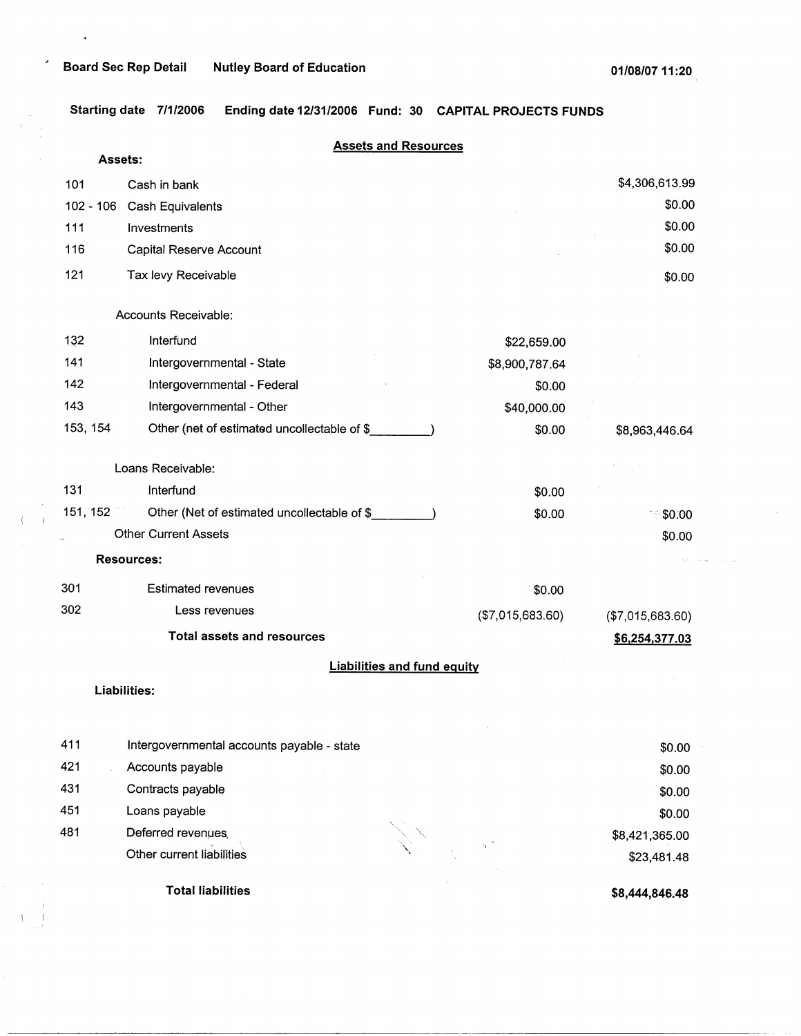Board Sec Rep Detail    Nutley Board of Education    01/08/07 11:20

Starting date 7/1/2006    Ending date 12/31/2006    Fund: 30    CAPITAL PROJECTS FUNDS

## Assets and Resources

**Assets:**

| Code | Description | | Amount |
|---|---|---|---|
| 101 | Cash in bank | | $4,306,613.99 |
| 102 - 106 | Cash Equivalents | | $0.00 |
| 111 | Investments | | $0.00 |
| 116 | Capital Reserve Account | | $0.00 |
| 121 | Tax levy Receivable | | $0.00 |
| | Accounts Receivable: | | |
| 132 | Interfund | $22,659.00 | |
| 141 | Intergovernmental - State | $8,900,787.64 | |
| 142 | Intergovernmental - Federal | $0.00 | |
| 143 | Intergovernmental - Other | $40,000.00 | |
| 153, 154 | Other (net of estimated uncollectable of $_________) | $0.00 | $8,963,446.64 |
| | Loans Receivable: | | |
| 131 | Interfund | $0.00 | |
| 151, 152 | Other (Net of estimated uncollectable of $_________) | $0.00 | $0.00 |
| | Other Current Assets | | $0.00 |
| | **Resources:** | | |
| 301 | Estimated revenues | $0.00 | |
| 302 | Less revenues | ($7,015,683.60) | ($7,015,683.60) |
| | **Total assets and resources** | | **$6,254,377.03** |

## Liabilities and fund equity

**Liabilities:**

| Code | Description | Amount |
|---|---|---|
| 411 | Intergovernmental accounts payable - state | $0.00 |
| 421 | Accounts payable | $0.00 |
| 431 | Contracts payable | $0.00 |
| 451 | Loans payable | $0.00 |
| 481 | Deferred revenues | $8,421,365.00 |
| | Other current liabilities | $23,481.48 |
| | **Total liabilities** | **$8,444,846.48** |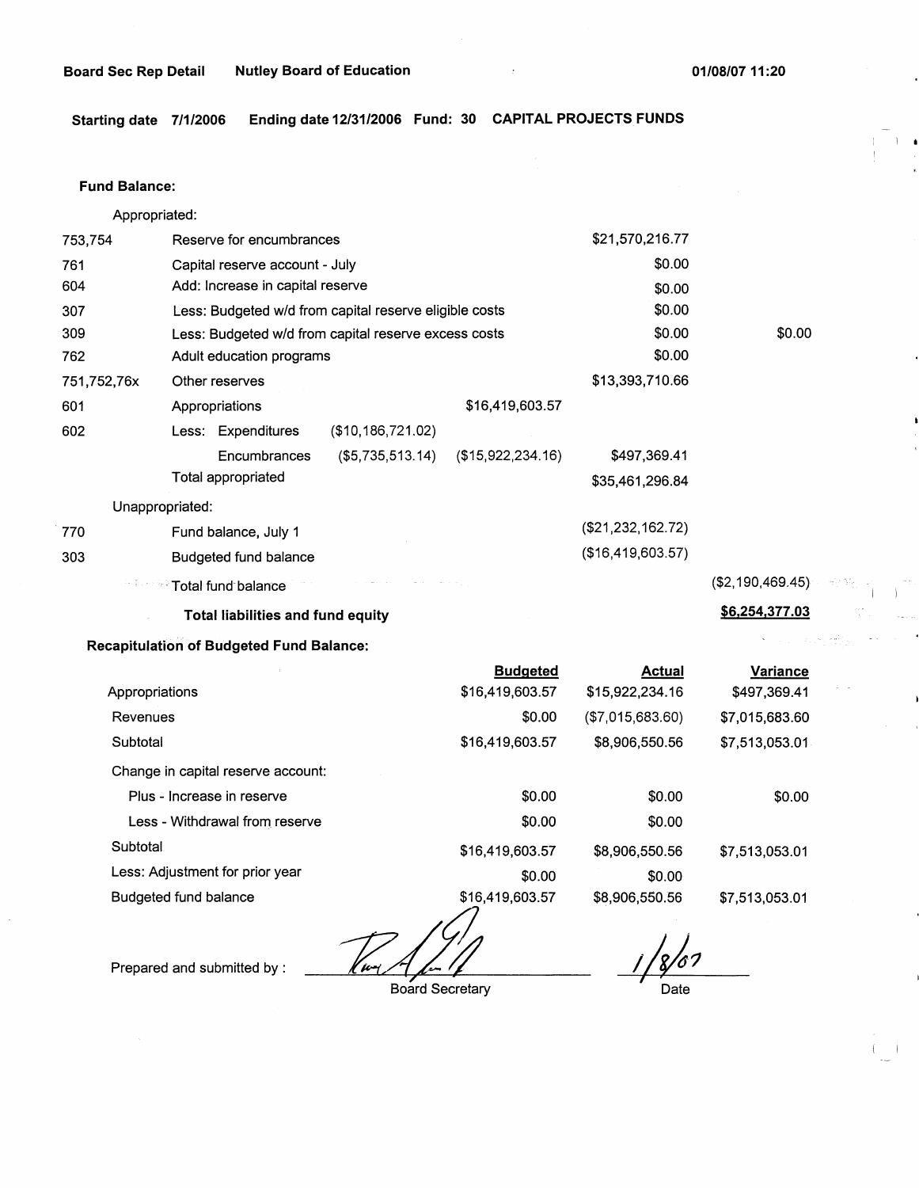**Board Sec Rep Detail** **Nutley Board of Education** **01/08/07 11:20**

**Starting date 7/1/2006 Ending date 12/31/2006 Fund: 30 CAPITAL PROJECTS FUNDS**

**Fund Balance:**

| | | | | | | |
|---|---|---|---|---|---|---|
| | Appropriated: | | | | | |
| 753,754 | Reserve for encumbrances | | | | $21,570,216.77 | |
| 761 | Capital reserve account - July | | | | $0.00 | |
| 604 | Add: Increase in capital reserve | | | | $0.00 | |
| 307 | Less: Budgeted w/d from capital reserve eligible costs | | | | $0.00 | |
| 309 | Less: Budgeted w/d from capital reserve excess costs | | | | $0.00 | $0.00 |
| 762 | Adult education programs | | | | $0.00 | |
| 751,752,76x | Other reserves | | | | $13,393,710.66 | |
| 601 | Appropriations | | | $16,419,603.57 | | |
| 602 | Less: Expenditures | | ($10,186,721.02) | | | |
| | | Encumbrances | ($5,735,513.14) | ($15,922,234.16) | $497,369.41 | |
| | Total appropriated | | | | $35,461,296.84 | |
| | Unappropriated: | | | | | |
| 770 | Fund balance, July 1 | | | | ($21,232,162.72) | |
| 303 | Budgeted fund balance | | | | ($16,419,603.57) | |
| | Total fund balance | | | | | ($2,190,469.45) |
| | **Total liabilities and fund equity** | | | | | **$6,254,377.03** |

**Recapitulation of Budgeted Fund Balance:**

| | Budgeted | Actual | Variance |
|---|---|---|---|
| Appropriations | $16,419,603.57 | $15,922,234.16 | $497,369.41 |
| Revenues | $0.00 | ($7,015,683.60) | $7,015,683.60 |
| Subtotal | $16,419,603.57 | $8,906,550.56 | $7,513,053.01 |
| Change in capital reserve account: | | | |
| Plus - Increase in reserve | $0.00 | $0.00 | $0.00 |
| Less - Withdrawal from reserve | $0.00 | $0.00 | |
| Subtotal | $16,419,603.57 | $8,906,550.56 | $7,513,053.01 |
| Less: Adjustment for prior year | $0.00 | $0.00 | |
| Budgeted fund balance | $16,419,603.57 | $8,906,550.56 | $7,513,053.01 |

Prepared and submitted by : ______________________ Board Secretary     1/8/07 Date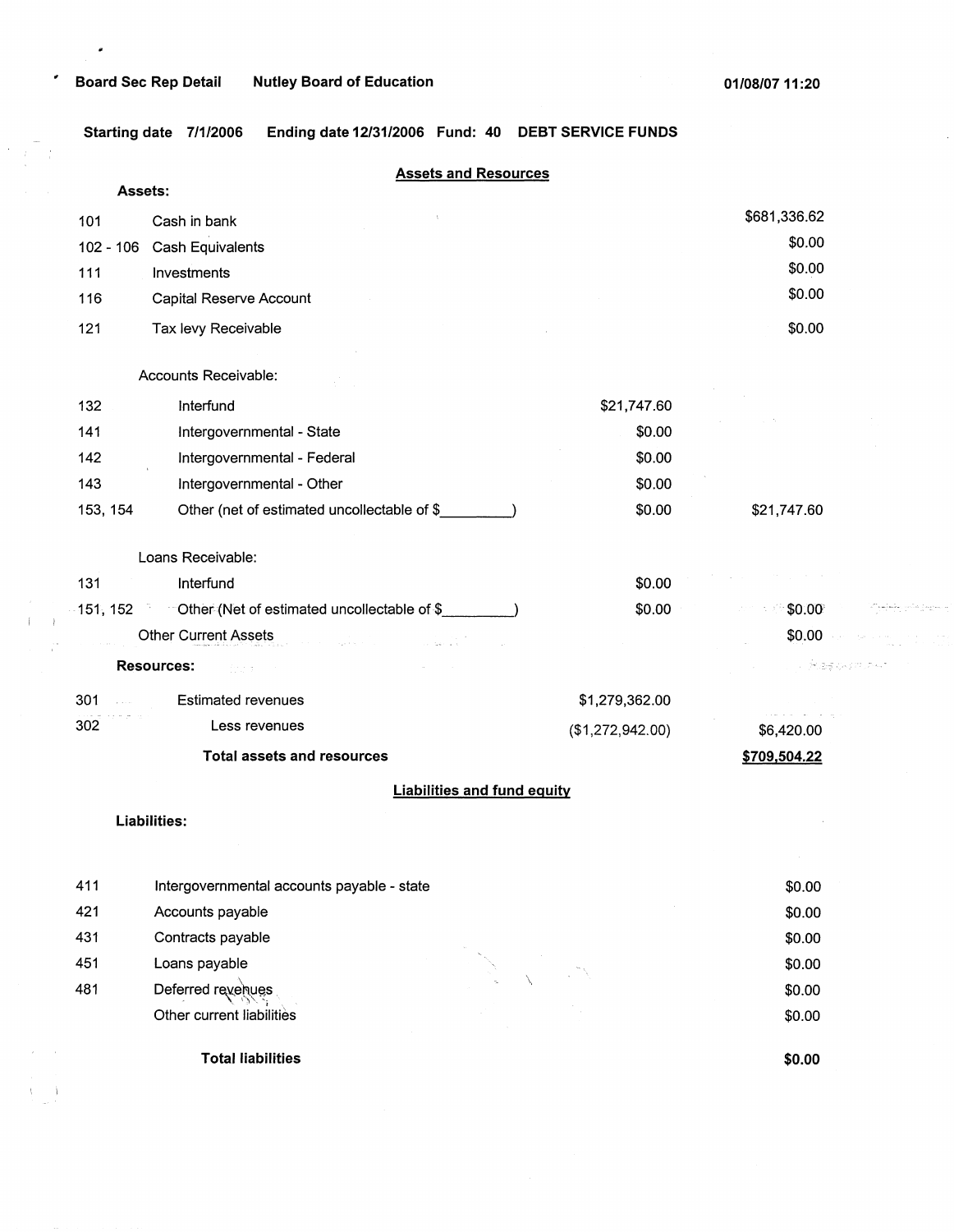**Board Sec Rep Detail** **Nutley Board of Education** **01/08/07 11:20**

**Starting date 7/1/2006 Ending date 12/31/2006 Fund: 40 DEBT SERVICE FUNDS**

## Assets and Resources

**Assets:**

| Code | Description | | Amount |
|---|---|---|---|
| 101 | Cash in bank | | $681,336.62 |
| 102 - 106 | Cash Equivalents | | $0.00 |
| 111 | Investments | | $0.00 |
| 116 | Capital Reserve Account | | $0.00 |
| 121 | Tax levy Receivable | | $0.00 |
| | Accounts Receivable: | | |
| 132 | Interfund | $21,747.60 | |
| 141 | Intergovernmental - State | $0.00 | |
| 142 | Intergovernmental - Federal | $0.00 | |
| 143 | Intergovernmental - Other | $0.00 | |
| 153, 154 | Other (net of estimated uncollectable of $_________) | $0.00 | $21,747.60 |
| | Loans Receivable: | | |
| 131 | Interfund | $0.00 | |
| 151, 152 | Other (Net of estimated uncollectable of $_________) | $0.00 | $0.00 |
| | Other Current Assets | | $0.00 |
| | **Resources:** | | |
| 301 | Estimated revenues | $1,279,362.00 | |
| 302 | Less revenues | ($1,272,942.00) | $6,420.00 |
| | **Total assets and resources** | | **$709,504.22** |

## Liabilities and fund equity

**Liabilities:**

| Code | Description | Amount |
|---|---|---|
| 411 | Intergovernmental accounts payable - state | $0.00 |
| 421 | Accounts payable | $0.00 |
| 431 | Contracts payable | $0.00 |
| 451 | Loans payable | $0.00 |
| 481 | Deferred revenues | $0.00 |
| | Other current liabilities | $0.00 |
| | **Total liabilities** | **$0.00** |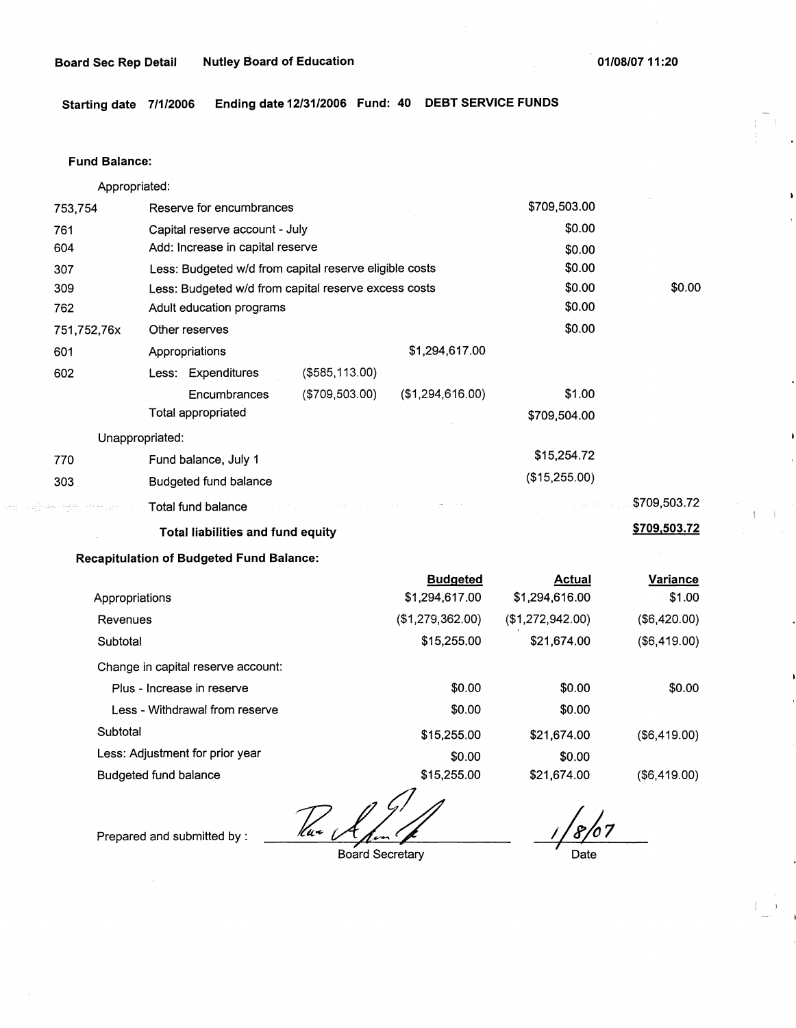**Board Sec Rep Detail** **Nutley Board of Education** **01/08/07 11:20**

**Starting date 7/1/2006** **Ending date 12/31/2006** **Fund: 40** **DEBT SERVICE FUNDS**

**Fund Balance:**

| | | | | | |
|---|---|---|---|---|---|
| Appropriated: | | | | | |
| 753,754 | Reserve for encumbrances | | | $709,503.00 | |
| 761 | Capital reserve account - July | | | $0.00 | |
| 604 | Add: Increase in capital reserve | | | $0.00 | |
| 307 | Less: Budgeted w/d from capital reserve eligible costs | | | $0.00 | |
| 309 | Less: Budgeted w/d from capital reserve excess costs | | | $0.00 | $0.00 |
| 762 | Adult education programs | | | $0.00 | |
| 751,752,76x | Other reserves | | | $0.00 | |
| 601 | Appropriations | | $1,294,617.00 | | |
| 602 | Less: Expenditures | ($585,113.00) | | | |
| | Encumbrances | ($709,503.00) | ($1,294,616.00) | $1.00 | |
| | Total appropriated | | | $709,504.00 | |
| Unappropriated: | | | | | |
| 770 | Fund balance, July 1 | | | $15,254.72 | |
| 303 | Budgeted fund balance | | | ($15,255.00) | |
| | Total fund balance | | | | $709,503.72 |
| | **Total liabilities and fund equity** | | | | **$709,503.72** |

**Recapitulation of Budgeted Fund Balance:**

| | Budgeted | Actual | Variance |
|---|---|---|---|
| Appropriations | $1,294,617.00 | $1,294,616.00 | $1.00 |
| Revenues | ($1,279,362.00) | ($1,272,942.00) | ($6,420.00) |
| Subtotal | $15,255.00 | $21,674.00 | ($6,419.00) |
| Change in capital reserve account: | | | |
| Plus - Increase in reserve | $0.00 | $0.00 | $0.00 |
| Less - Withdrawal from reserve | $0.00 | $0.00 | |
| Subtotal | $15,255.00 | $21,674.00 | ($6,419.00) |
| Less: Adjustment for prior year | $0.00 | $0.00 | |
| Budgeted fund balance | $15,255.00 | $21,674.00 | ($6,419.00) |

Prepared and submitted by : _______________ Board Secretary    1/8/07 Date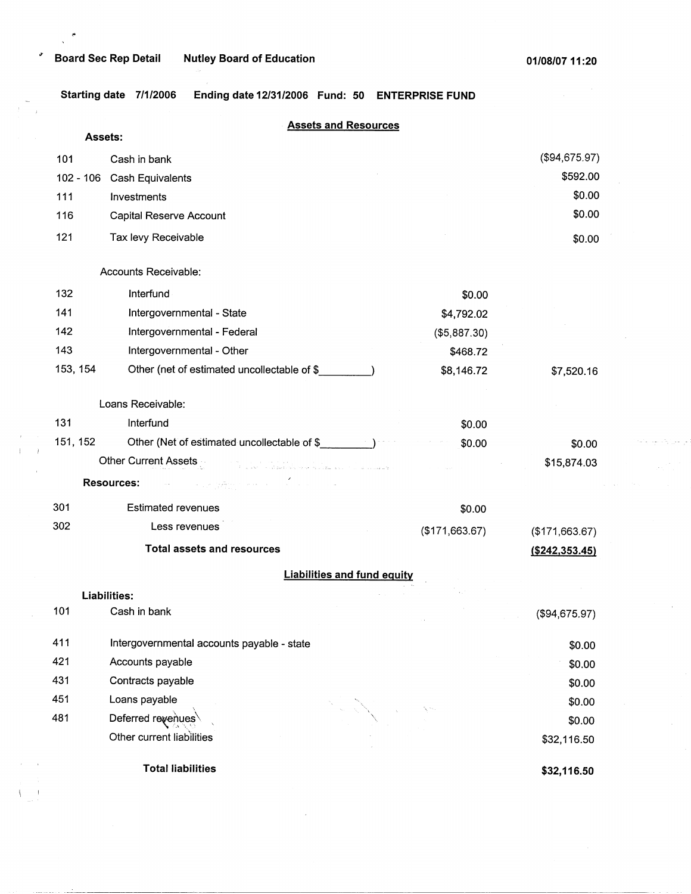**Board Sec Rep Detail** **Nutley Board of Education** **01/08/07 11:20**

**Starting date 7/1/2006 Ending date 12/31/2006 Fund: 50 ENTERPRISE FUND**

## Assets and Resources

**Assets:**

| | | | |
|---|---|---|---|
| 101 | Cash in bank | | ($94,675.97) |
| 102 - 106 | Cash Equivalents | | $592.00 |
| 111 | Investments | | $0.00 |
| 116 | Capital Reserve Account | | $0.00 |
| 121 | Tax levy Receivable | | $0.00 |
| | Accounts Receivable: | | |
| 132 | Interfund | $0.00 | |
| 141 | Intergovernmental - State | $4,792.02 | |
| 142 | Intergovernmental - Federal | ($5,887.30) | |
| 143 | Intergovernmental - Other | $468.72 | |
| 153, 154 | Other (net of estimated uncollectable of $\_\_\_\_\_\_\_\_\_) | $8,146.72 | $7,520.16 |
| | Loans Receivable: | | |
| 131 | Interfund | $0.00 | |
| 151, 152 | Other (Net of estimated uncollectable of $\_\_\_\_\_\_\_\_\_) | $0.00 | $0.00 |
| | Other Current Assets | | $15,874.03 |
| | **Resources:** | | |
| 301 | Estimated revenues | $0.00 | |
| 302 | Less revenues | ($171,663.67) | ($171,663.67) |
| | **Total assets and resources** | | **($242,353.45)** |

## Liabilities and fund equity

**Liabilities:**

| | | |
|---|---|---|
| 101 | Cash in bank | ($94,675.97) |
| 411 | Intergovernmental accounts payable - state | $0.00 |
| 421 | Accounts payable | $0.00 |
| 431 | Contracts payable | $0.00 |
| 451 | Loans payable | $0.00 |
| 481 | Deferred revenues | $0.00 |
| | Other current liabilities | $32,116.50 |
| | **Total liabilities** | **$32,116.50** |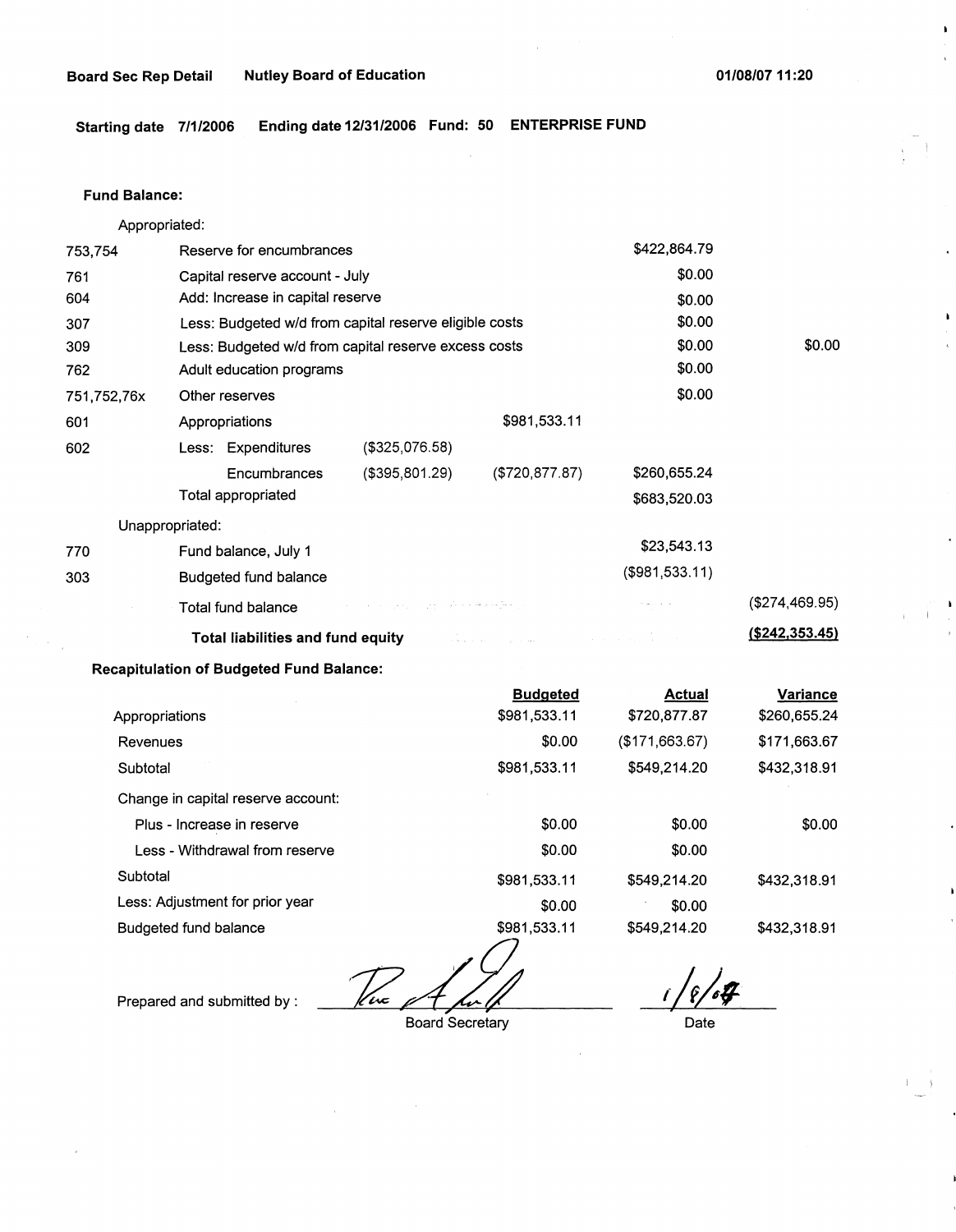Board Sec Rep Detail    Nutley Board of Education    01/08/07 11:20

**Starting date** 7/1/2006 **Ending date** 12/31/2006 **Fund:** 50 **ENTERPRISE FUND**

**Fund Balance:**

| | Appropriated: | | | | |
|---|---|---|---|---|---|
| 753,754 | Reserve for encumbrances | | | $422,864.79 | |
| 761 | Capital reserve account - July | | | $0.00 | |
| 604 | Add: Increase in capital reserve | | | $0.00 | |
| 307 | Less: Budgeted w/d from capital reserve eligible costs | | | $0.00 | |
| 309 | Less: Budgeted w/d from capital reserve excess costs | | | $0.00 | $0.00 |
| 762 | Adult education programs | | | $0.00 | |
| 751,752,76x | Other reserves | | | $0.00 | |
| 601 | Appropriations | | $981,533.11 | | |
| 602 | Less: Expenditures | ($325,076.58) | | | |
| | Encumbrances | ($395,801.29) | ($720,877.87) | $260,655.24 | |
| | Total appropriated | | | $683,520.03 | |
| | Unappropriated: | | | | |
| 770 | Fund balance, July 1 | | | $23,543.13 | |
| 303 | Budgeted fund balance | | | ($981,533.11) | |
| | Total fund balance | | | | ($274,469.95) |
| | **Total liabilities and fund equity** | | | | **($242,353.45)** |

**Recapitulation of Budgeted Fund Balance:**

| | Budgeted | Actual | Variance |
|---|---|---|---|
| Appropriations | $981,533.11 | $720,877.87 | $260,655.24 |
| Revenues | $0.00 | ($171,663.67) | $171,663.67 |
| Subtotal | $981,533.11 | $549,214.20 | $432,318.91 |
| Change in capital reserve account: | | | |
| Plus - Increase in reserve | $0.00 | $0.00 | $0.00 |
| Less - Withdrawal from reserve | $0.00 | $0.00 | |
| Subtotal | $981,533.11 | $549,214.20 | $432,318.91 |
| Less: Adjustment for prior year | $0.00 | $0.00 | |
| Budgeted fund balance | $981,533.11 | $549,214.20 | $432,318.91 |

Prepared and submitted by : ____________________ Board Secretary    1/8/07 Date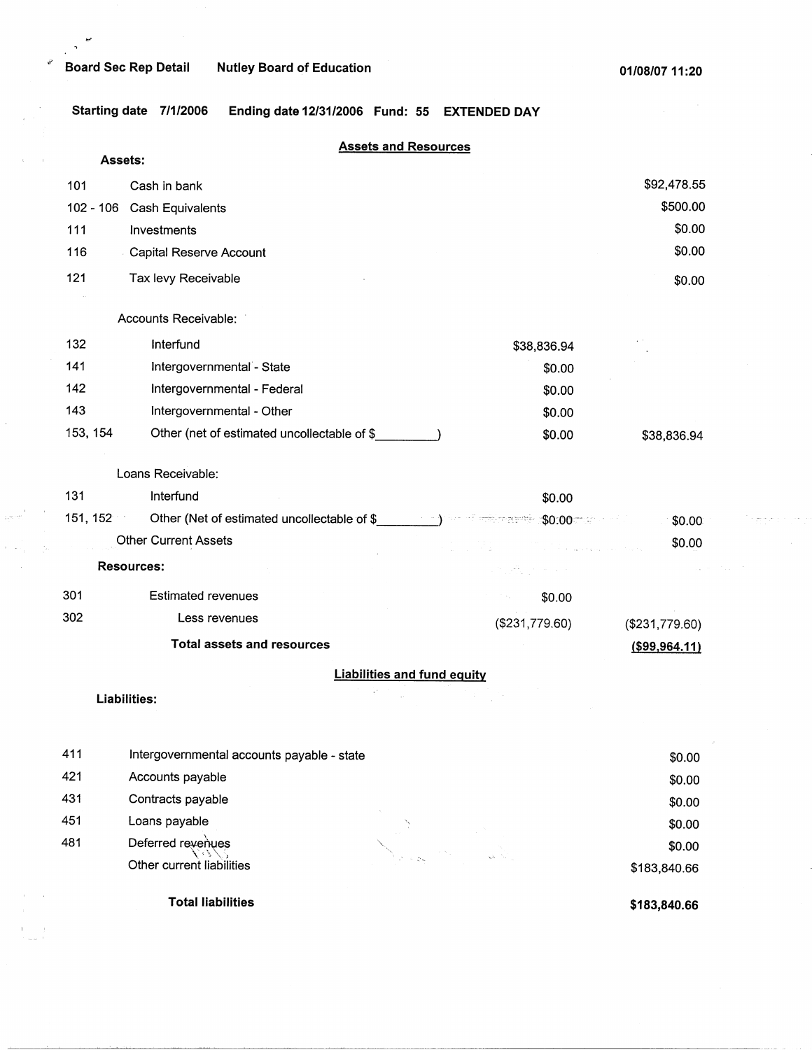Board Sec Rep Detail    Nutley Board of Education    01/08/07 11:20

**Starting date 7/1/2006    Ending date 12/31/2006    Fund: 55    EXTENDED DAY**

## Assets and Resources

**Assets:**

| | | | |
|---|---|---|---|
| 101 | Cash in bank | | $92,478.55 |
| 102 - 106 | Cash Equivalents | | $500.00 |
| 111 | Investments | | $0.00 |
| 116 | Capital Reserve Account | | $0.00 |
| 121 | Tax levy Receivable | | $0.00 |
| | Accounts Receivable: | | |
| 132 | Interfund | $38,836.94 | |
| 141 | Intergovernmental - State | $0.00 | |
| 142 | Intergovernmental - Federal | $0.00 | |
| 143 | Intergovernmental - Other | $0.00 | |
| 153, 154 | Other (net of estimated uncollectable of $_________) | $0.00 | $38,836.94 |
| | Loans Receivable: | | |
| 131 | Interfund | $0.00 | |
| 151, 152 | Other (Net of estimated uncollectable of $_________) | $0.00 | $0.00 |
| | Other Current Assets | | $0.00 |

**Resources:**

| | | | |
|---|---|---|---|
| 301 | Estimated revenues | $0.00 | |
| 302 | Less revenues | ($231,779.60) | ($231,779.60) |
| | **Total assets and resources** | | **($99,964.11)** |

## Liabilities and fund equity

**Liabilities:**

| | | |
|---|---|---|
| 411 | Intergovernmental accounts payable - state | $0.00 |
| 421 | Accounts payable | $0.00 |
| 431 | Contracts payable | $0.00 |
| 451 | Loans payable | $0.00 |
| 481 | Deferred revenues | $0.00 |
| | Other current liabilities | $183,840.66 |
| | **Total liabilities** | **$183,840.66** |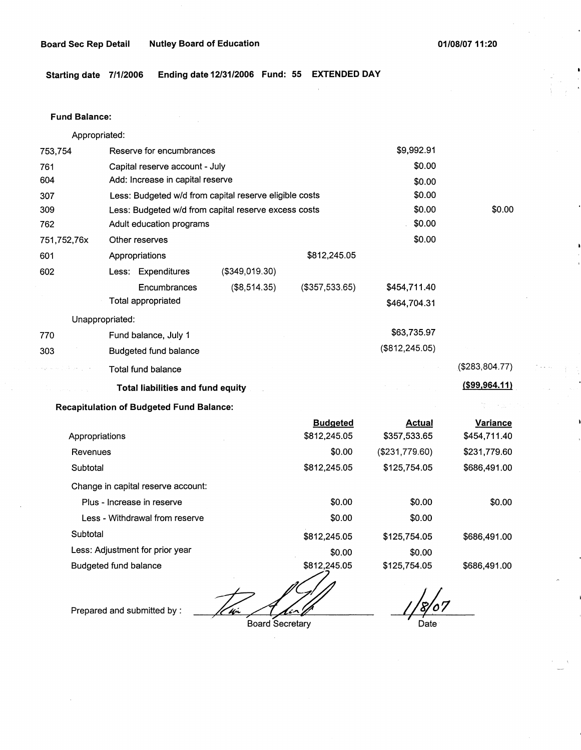**Board Sec Rep Detail** **Nutley Board of Education** **01/08/07 11:20**

**Starting date 7/1/2006 Ending date 12/31/2006 Fund: 55 EXTENDED DAY**

**Fund Balance:**

| | | | | | |
|---|---|---|---|---|---|
| | Appropriated: | | | | |
| 753,754 | Reserve for encumbrances | | | $9,992.91 | |
| 761 | Capital reserve account - July | | | $0.00 | |
| 604 | Add: Increase in capital reserve | | | $0.00 | |
| 307 | Less: Budgeted w/d from capital reserve eligible costs | | | $0.00 | |
| 309 | Less: Budgeted w/d from capital reserve excess costs | | | $0.00 | $0.00 |
| 762 | Adult education programs | | | $0.00 | |
| 751,752,76x | Other reserves | | | $0.00 | |
| 601 | Appropriations | | $812,245.05 | | |
| 602 | Less: Expenditures | ($349,019.30) | | | |
| | Encumbrances | ($8,514.35) | ($357,533.65) | $454,711.40 | |
| | Total appropriated | | | $464,704.31 | |
| | Unappropriated: | | | | |
| 770 | Fund balance, July 1 | | | $63,735.97 | |
| 303 | Budgeted fund balance | | | ($812,245.05) | |
| | Total fund balance | | | | ($283,804.77) |
| | **Total liabilities and fund equity** | | | | **($99,964.11)** |

**Recapitulation of Budgeted Fund Balance:**

| | Budgeted | Actual | Variance |
|---|---|---|---|
| Appropriations | $812,245.05 | $357,533.65 | $454,711.40 |
| Revenues | $0.00 | ($231,779.60) | $231,779.60 |
| Subtotal | $812,245.05 | $125,754.05 | $686,491.00 |
| Change in capital reserve account: | | | |
| Plus - Increase in reserve | $0.00 | $0.00 | $0.00 |
| Less - Withdrawal from reserve | $0.00 | $0.00 | |
| Subtotal | $812,245.05 | $125,754.05 | $686,491.00 |
| Less: Adjustment for prior year | $0.00 | $0.00 | |
| Budgeted fund balance | $812,245.05 | $125,754.05 | $686,491.00 |

Prepared and submitted by : ____________________ Board Secretary    1/8/07 Date